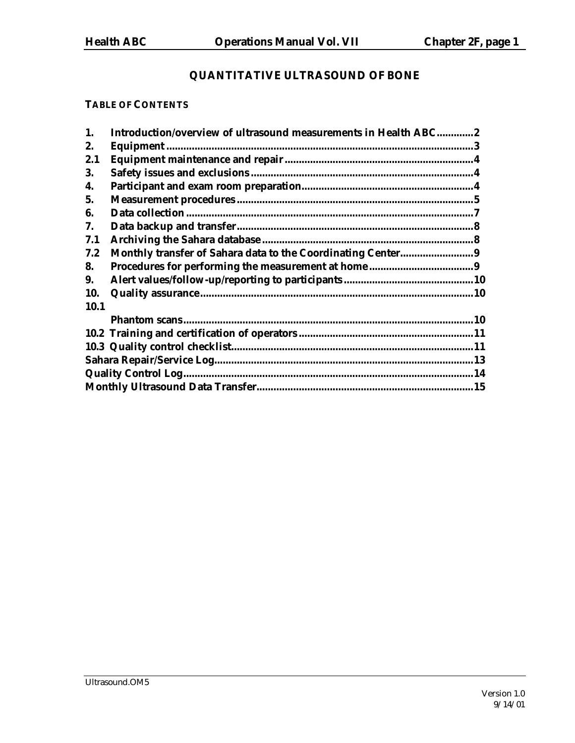# QUANTITATIVE ULTRASOUND OF BONE

## TABLE OF CONTENTS

| | | |
|---|---|---|
| 1. | Introduction/overview of ultrasound measurements in Health ABC | 2 |
| 2. | Equipment | 3 |
| 2.1 | Equipment maintenance and repair | 4 |
| 3. | Safety issues and exclusions | 4 |
| 4. | Participant and exam room preparation | 4 |
| 5. | Measurement procedures | 5 |
| 6. | Data collection | 7 |
| 7. | Data backup and transfer | 8 |
| 7.1 | Archiving the Sahara database | 8 |
| 7.2 | Monthly transfer of Sahara data to the Coordinating Center | 9 |
| 8. | Procedures for performing the measurement at home | 9 |
| 9. | Alert values/follow-up/reporting to participants | 10 |
| 10. | Quality assurance | 10 |
| 10.1 | Phantom scans | 10 |
| 10.2 | Training and certification of operators | 11 |
| 10.3 | Quality control checklist | 11 |
| | Sahara Repair/Service Log | 13 |
| | Quality Control Log | 14 |
| | Monthly Ultrasound Data Transfer | 15 |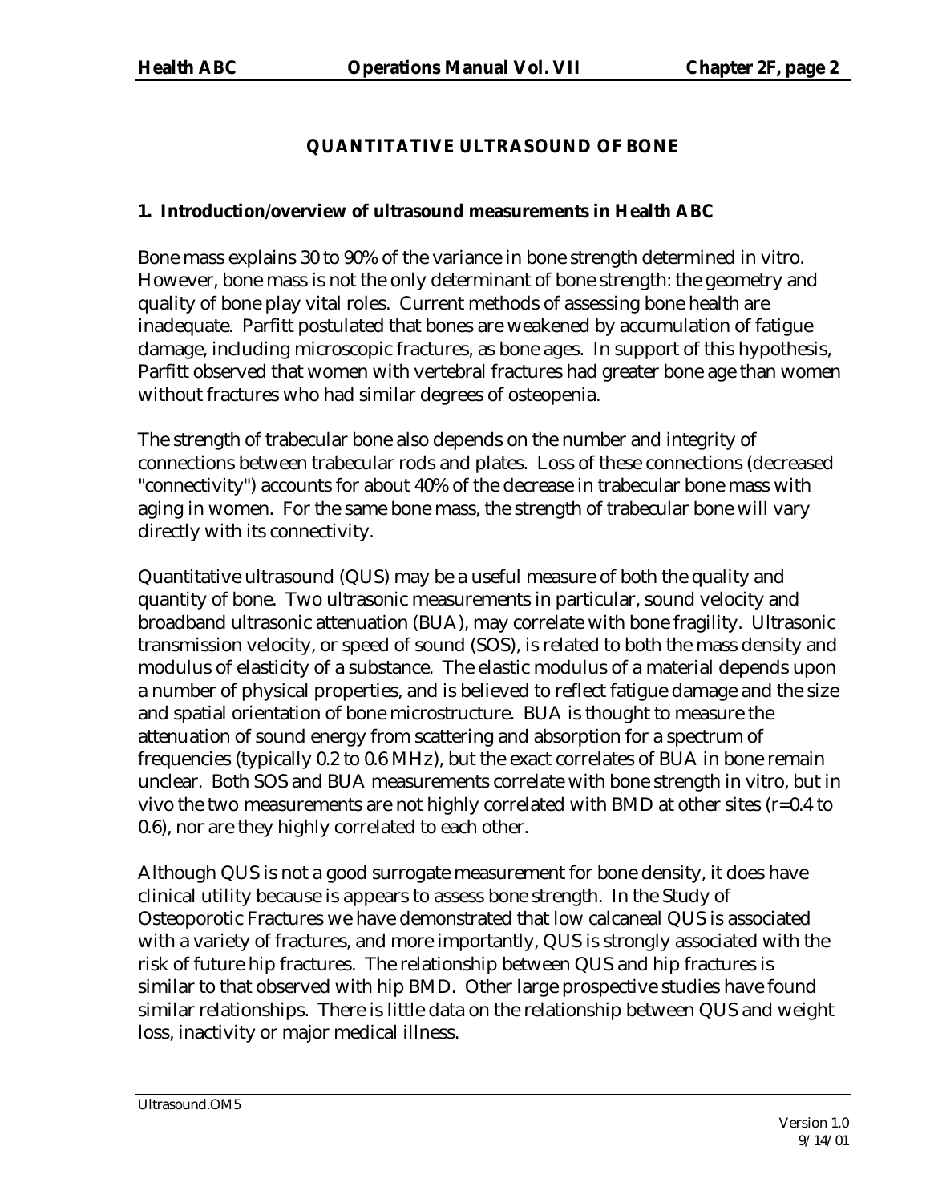# QUANTITATIVE ULTRASOUND OF BONE

## 1. Introduction/overview of ultrasound measurements in Health ABC

Bone mass explains 30 to 90% of the variance in bone strength determined in vitro. However, bone mass is not the only determinant of bone strength: the geometry and quality of bone play vital roles. Current methods of assessing bone health are inadequate. Parfitt postulated that bones are weakened by accumulation of fatigue damage, including microscopic fractures, as bone ages. In support of this hypothesis, Parfitt observed that women with vertebral fractures had greater bone age than women without fractures who had similar degrees of osteopenia.

The strength of trabecular bone also depends on the number and integrity of connections between trabecular rods and plates. Loss of these connections (decreased "connectivity") accounts for about 40% of the decrease in trabecular bone mass with aging in women. For the same bone mass, the strength of trabecular bone will vary directly with its connectivity.

Quantitative ultrasound (QUS) may be a useful measure of both the quality and quantity of bone. Two ultrasonic measurements in particular, sound velocity and broadband ultrasonic attenuation (BUA), may correlate with bone fragility. Ultrasonic transmission velocity, or speed of sound (SOS), is related to both the mass density and modulus of elasticity of a substance. The elastic modulus of a material depends upon a number of physical properties, and is believed to reflect fatigue damage and the size and spatial orientation of bone microstructure. BUA is thought to measure the attenuation of sound energy from scattering and absorption for a spectrum of frequencies (typically 0.2 to 0.6 MHz), but the exact correlates of BUA in bone remain unclear. Both SOS and BUA measurements correlate with bone strength in vitro, but in vivo the two measurements are not highly correlated with BMD at other sites ($r$=0.4 to 0.6), nor are they highly correlated to each other.

Although QUS is not a good surrogate measurement for bone density, it does have clinical utility because is appears to assess bone strength. In the Study of Osteoporotic Fractures we have demonstrated that low calcaneal QUS is associated with a variety of fractures, and more importantly, QUS is strongly associated with the risk of future hip fractures. The relationship between QUS and hip fractures is similar to that observed with hip BMD. Other large prospective studies have found similar relationships. There is little data on the relationship between QUS and weight loss, inactivity or major medical illness.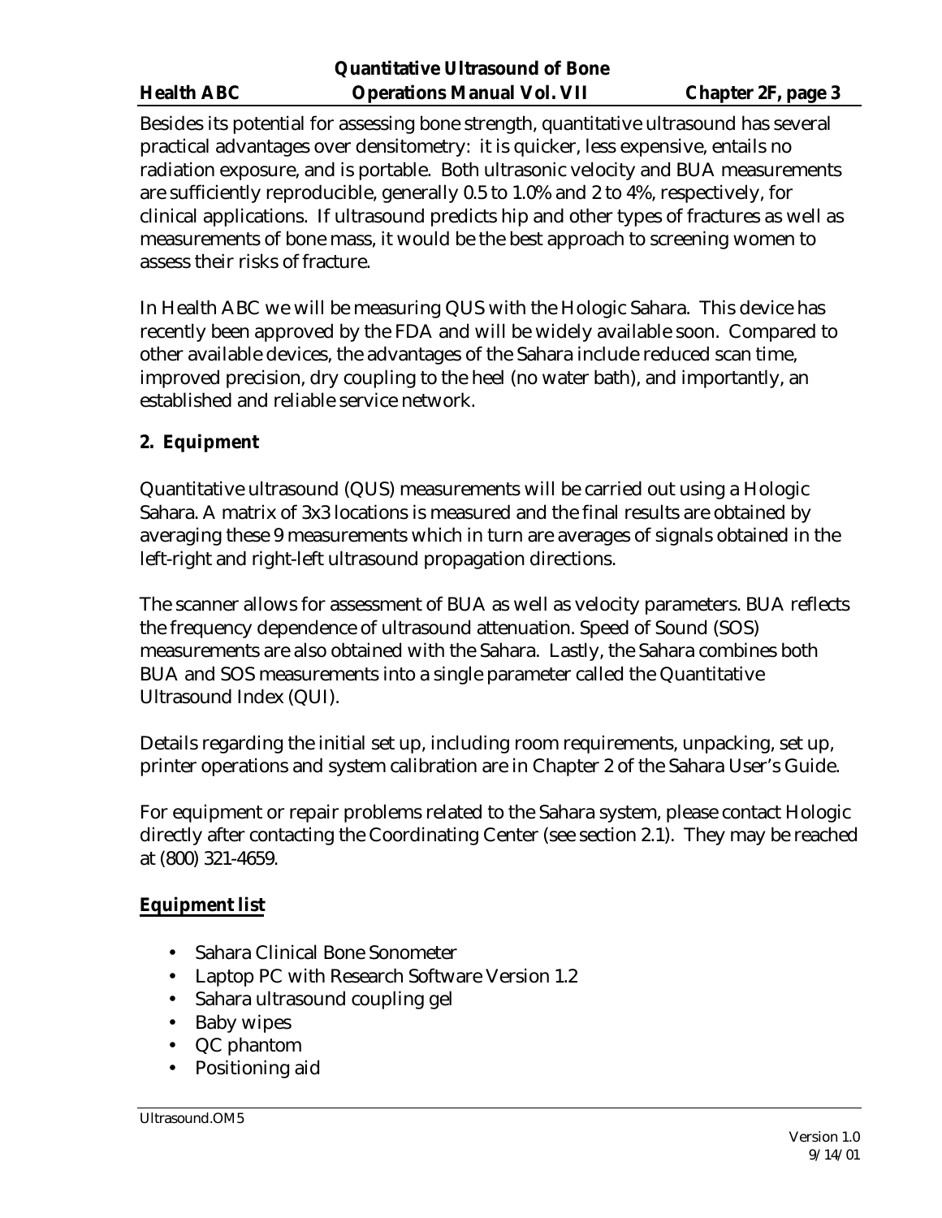Besides its potential for assessing bone strength, quantitative ultrasound has several practical advantages over densitometry: it is quicker, less expensive, entails no radiation exposure, and is portable. Both ultrasonic velocity and BUA measurements are sufficiently reproducible, generally 0.5 to 1.0% and 2 to 4%, respectively, for clinical applications. If ultrasound predicts hip and other types of fractures as well as measurements of bone mass, it would be the best approach to screening women to assess their risks of fracture.

In Health ABC we will be measuring QUS with the Hologic Sahara. This device has recently been approved by the FDA and will be widely available soon. Compared to other available devices, the advantages of the Sahara include reduced scan time, improved precision, dry coupling to the heel (no water bath), and importantly, an established and reliable service network.

## 2. Equipment

Quantitative ultrasound (QUS) measurements will be carried out using a Hologic Sahara. A matrix of 3x3 locations is measured and the final results are obtained by averaging these 9 measurements which in turn are averages of signals obtained in the left-right and right-left ultrasound propagation directions.

The scanner allows for assessment of BUA as well as velocity parameters. BUA reflects the frequency dependence of ultrasound attenuation. Speed of Sound (SOS) measurements are also obtained with the Sahara. Lastly, the Sahara combines both BUA and SOS measurements into a single parameter called the Quantitative Ultrasound Index (QUI).

Details regarding the initial set up, including room requirements, unpacking, set up, printer operations and system calibration are in Chapter 2 of the Sahara User's Guide.

For equipment or repair problems related to the Sahara system, please contact Hologic directly after contacting the Coordinating Center (see section 2.1). They may be reached at (800) 321-4659.

### Equipment list

- Sahara Clinical Bone Sonometer
- Laptop PC with Research Software Version 1.2
- Sahara ultrasound coupling gel
- Baby wipes
- QC phantom
- Positioning aid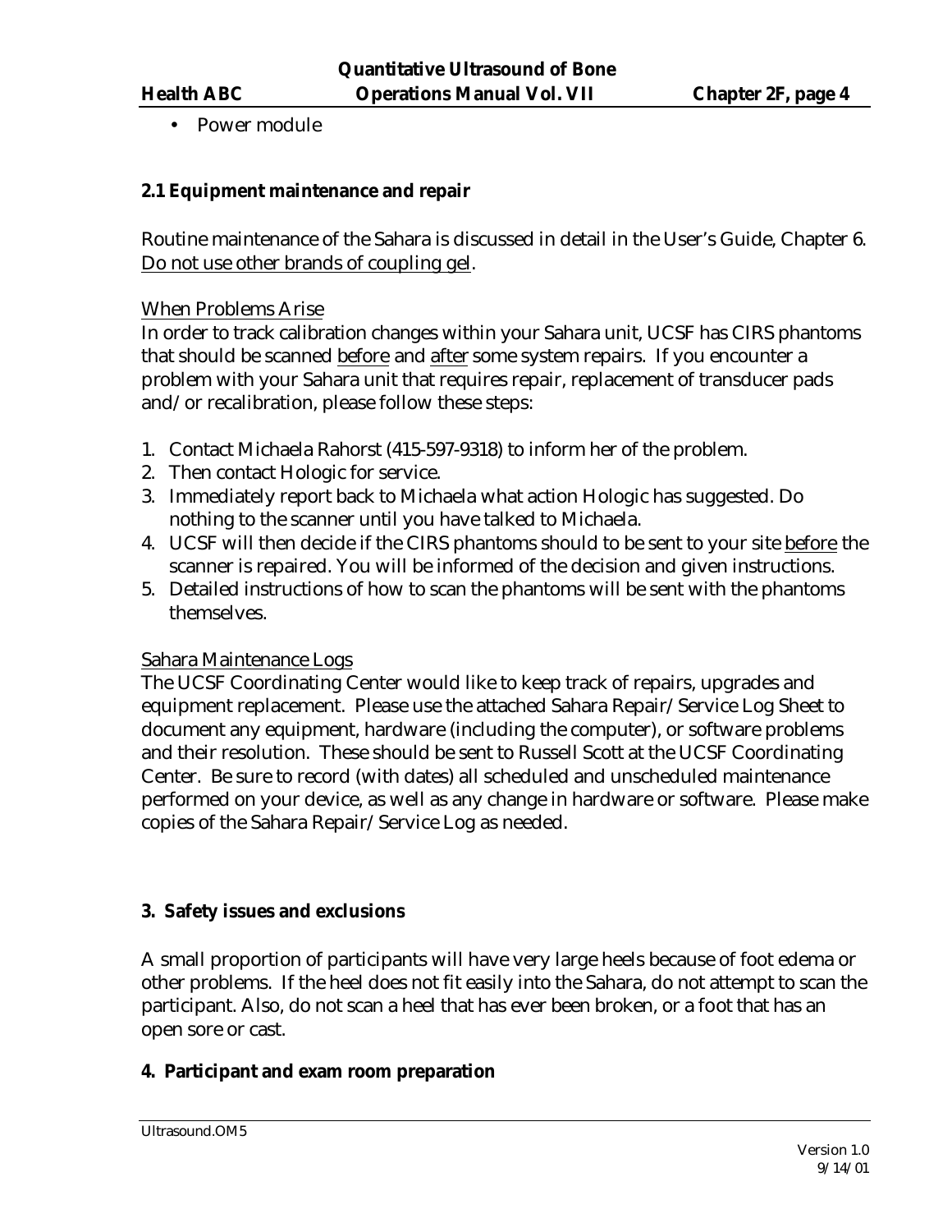- Power module

### 2.1 Equipment maintenance and repair

Routine maintenance of the Sahara is discussed in detail in the User's Guide, Chapter 6. Do not use other brands of coupling gel.

When Problems Arise

In order to track calibration changes within your Sahara unit, UCSF has CIRS phantoms that should be scanned before and after some system repairs. If you encounter a problem with your Sahara unit that requires repair, replacement of transducer pads and/or recalibration, please follow these steps:

1. Contact Michaela Rahorst (415-597-9318) to inform her of the problem.
2. Then contact Hologic for service.
3. Immediately report back to Michaela what action Hologic has suggested. Do nothing to the scanner until you have talked to Michaela.
4. UCSF will then decide if the CIRS phantoms should to be sent to your site before the scanner is repaired. You will be informed of the decision and given instructions.
5. Detailed instructions of how to scan the phantoms will be sent with the phantoms themselves.

Sahara Maintenance Logs

The UCSF Coordinating Center would like to keep track of repairs, upgrades and equipment replacement. Please use the attached Sahara Repair/Service Log Sheet to document any equipment, hardware (including the computer), or software problems and their resolution. These should be sent to Russell Scott at the UCSF Coordinating Center. Be sure to record (with dates) all scheduled and unscheduled maintenance performed on your device, as well as any change in hardware or software. Please make copies of the Sahara Repair/Service Log as needed.

## 3. Safety issues and exclusions

A small proportion of participants will have very large heels because of foot edema or other problems. If the heel does not fit easily into the Sahara, do not attempt to scan the participant. Also, do not scan a heel that has ever been broken, or a foot that has an open sore or cast.

## 4. Participant and exam room preparation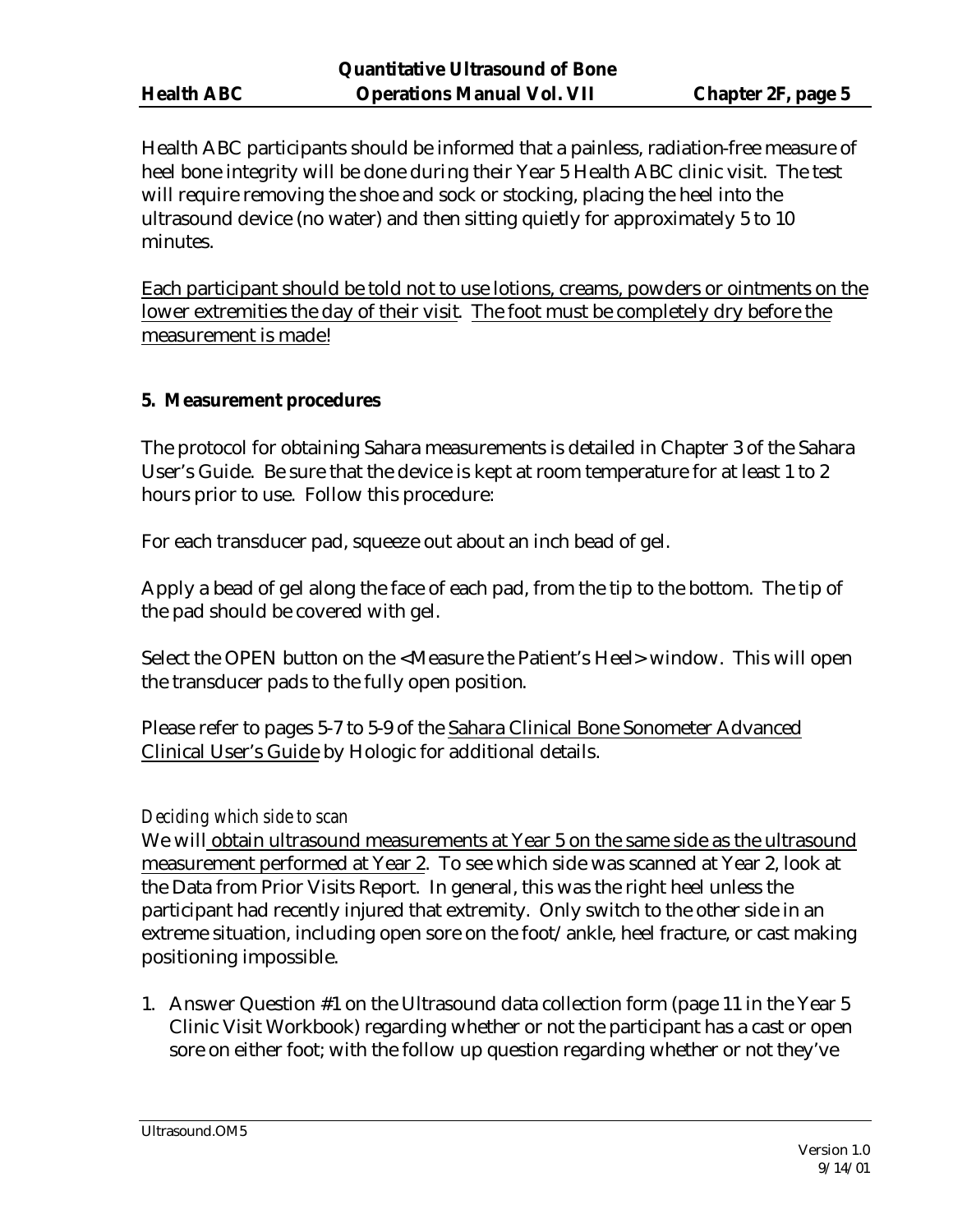Health ABC participants should be informed that a painless, radiation-free measure of heel bone integrity will be done during their Year 5 Health ABC clinic visit. The test will require removing the shoe and sock or stocking, placing the heel into the ultrasound device (no water) and then sitting quietly for approximately 5 to 10 minutes.

Each participant should be told not to use lotions, creams, powders or ointments on the lower extremities the day of their visit. The foot must be completely dry before the measurement is made!

**5. Measurement procedures**

The protocol for obtaining Sahara measurements is detailed in Chapter 3 of the Sahara User's Guide. Be sure that the device is kept at room temperature for at least 1 to 2 hours prior to use. Follow this procedure:

For each transducer pad, squeeze out about an inch bead of gel.

Apply a bead of gel along the face of each pad, from the tip to the bottom. The tip of the pad should be covered with gel.

Select the OPEN button on the <Measure the Patient's Heel> window. This will open the transducer pads to the fully open position.

Please refer to pages 5-7 to 5-9 of the Sahara Clinical Bone Sonometer Advanced Clinical User's Guide by Hologic for additional details.

*Deciding which side to scan*

We will obtain ultrasound measurements at Year 5 on the same side as the ultrasound measurement performed at Year 2. To see which side was scanned at Year 2, look at the Data from Prior Visits Report. In general, this was the right heel unless the participant had recently injured that extremity. Only switch to the other side in an extreme situation, including open sore on the foot/ankle, heel fracture, or cast making positioning impossible.

1. Answer Question #1 on the Ultrasound data collection form (page 11 in the Year 5 Clinic Visit Workbook) regarding whether or not the participant has a cast or open sore on either foot; with the follow up question regarding whether or not they've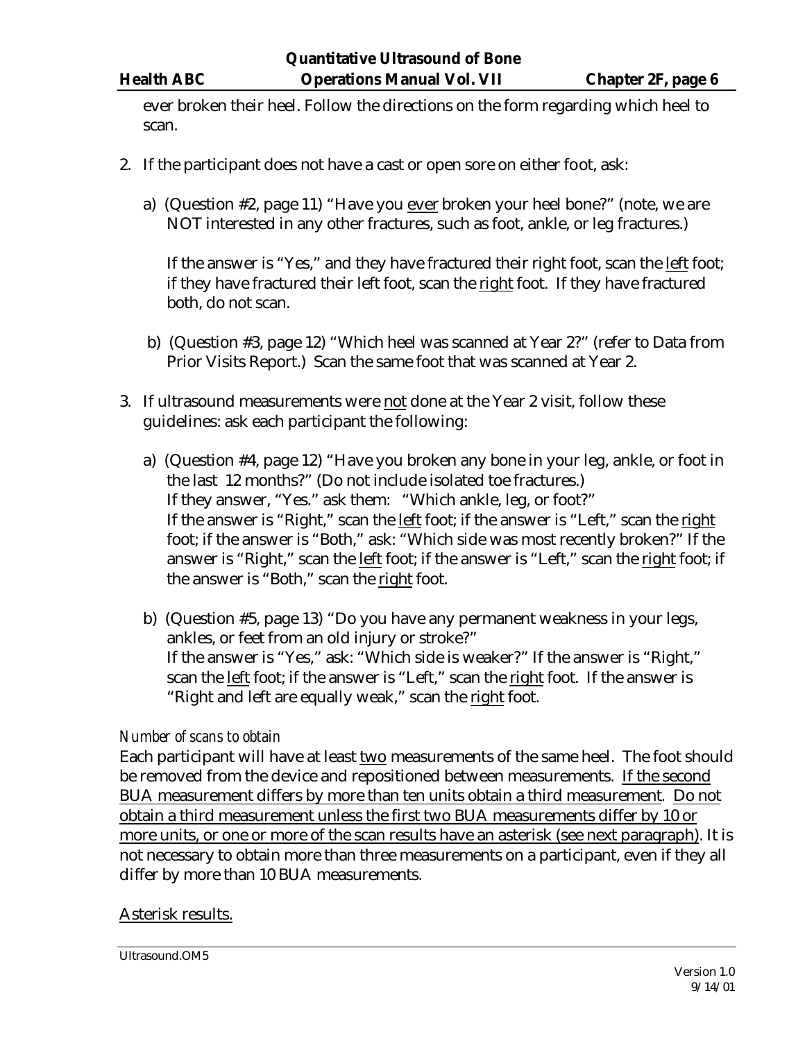ever broken their heel. Follow the directions on the form regarding which heel to scan.

2. If the participant does not have a cast or open sore on either foot, ask:

   a) (Question #2, page 11) "Have you <u>ever</u> broken your heel bone?" (note, we are NOT interested in any other fractures, such as foot, ankle, or leg fractures.)

      If the answer is "Yes," and they have fractured their right foot, scan the <u>left</u> foot; if they have fractured their left foot, scan the <u>right</u> foot. If they have fractured both, do not scan.

   b) (Question #3, page 12) "Which heel was scanned at Year 2?" (refer to Data from Prior Visits Report.) Scan the same foot that was scanned at Year 2.

3. If ultrasound measurements were <u>not</u> done at the Year 2 visit, follow these guidelines: ask each participant the following:

   a) (Question #4, page 12) "Have you broken any bone in your leg, ankle, or foot in the last 12 months?" (Do not include isolated toe fractures.)
      If they answer, "Yes." ask them: "Which ankle, leg, or foot?"
      If the answer is "Right," scan the <u>left</u> foot; if the answer is "Left," scan the <u>right</u> foot; if the answer is "Both," ask: "Which side was most recently broken?" If the answer is "Right," scan the <u>left</u> foot; if the answer is "Left," scan the <u>right</u> foot; if the answer is "Both," scan the <u>right</u> foot.

   b) (Question #5, page 13) "Do you have any permanent weakness in your legs, ankles, or feet from an old injury or stroke?"
      If the answer is "Yes," ask: "Which side is weaker?" If the answer is "Right," scan the <u>left</u> foot; if the answer is "Left," scan the <u>right</u> foot. If the answer is "Right and left are equally weak," scan the <u>right</u> foot.

*Number of scans to obtain*

Each participant will have at least <u>two</u> measurements of the same heel. The foot should be removed from the device and repositioned between measurements. <u>If the second BUA measurement differs by more than ten units obtain a third measurement</u>. <u>Do not obtain a third measurement unless the first two BUA measurements differ by 10 or more units, or one or more of the scan results have an asterisk (see next paragraph)</u>. It is not necessary to obtain more than three measurements on a participant, even if they all differ by more than 10 BUA measurements.

<u>Asterisk results.</u>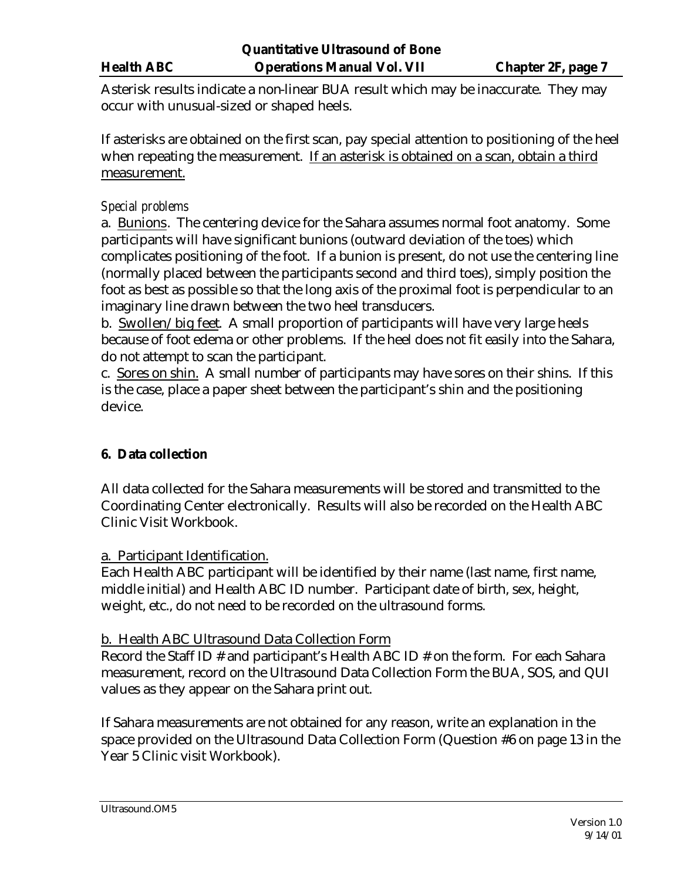Asterisk results indicate a non-linear BUA result which may be inaccurate. They may occur with unusual-sized or shaped heels.

If asterisks are obtained on the first scan, pay special attention to positioning of the heel when repeating the measurement. <u>If an asterisk is obtained on a scan, obtain a third measurement.</u>

*Special problems*

a. <u>Bunions</u>. The centering device for the Sahara assumes normal foot anatomy. Some participants will have significant bunions (outward deviation of the toes) which complicates positioning of the foot. If a bunion is present, do not use the centering line (normally placed between the participants second and third toes), simply position the foot as best as possible so that the long axis of the proximal foot is perpendicular to an imaginary line drawn between the two heel transducers.

b. <u>Swollen/big feet</u>. A small proportion of participants will have very large heels because of foot edema or other problems. If the heel does not fit easily into the Sahara, do not attempt to scan the participant.

c. <u>Sores on shin.</u> A small number of participants may have sores on their shins. If this is the case, place a paper sheet between the participant's shin and the positioning device.

## 6. Data collection

All data collected for the Sahara measurements will be stored and transmitted to the Coordinating Center electronically. Results will also be recorded on the Health ABC Clinic Visit Workbook.

<u>a. Participant Identification.</u>

Each Health ABC participant will be identified by their name (last name, first name, middle initial) and Health ABC ID number. Participant date of birth, sex, height, weight, etc., do not need to be recorded on the ultrasound forms.

<u>b. Health ABC Ultrasound Data Collection Form</u>

Record the Staff ID # and participant's Health ABC ID # on the form. For each Sahara measurement, record on the Ultrasound Data Collection Form the BUA, SOS, and QUI values as they appear on the Sahara print out.

If Sahara measurements are not obtained for any reason, write an explanation in the space provided on the Ultrasound Data Collection Form (Question #6 on page 13 in the Year 5 Clinic visit Workbook).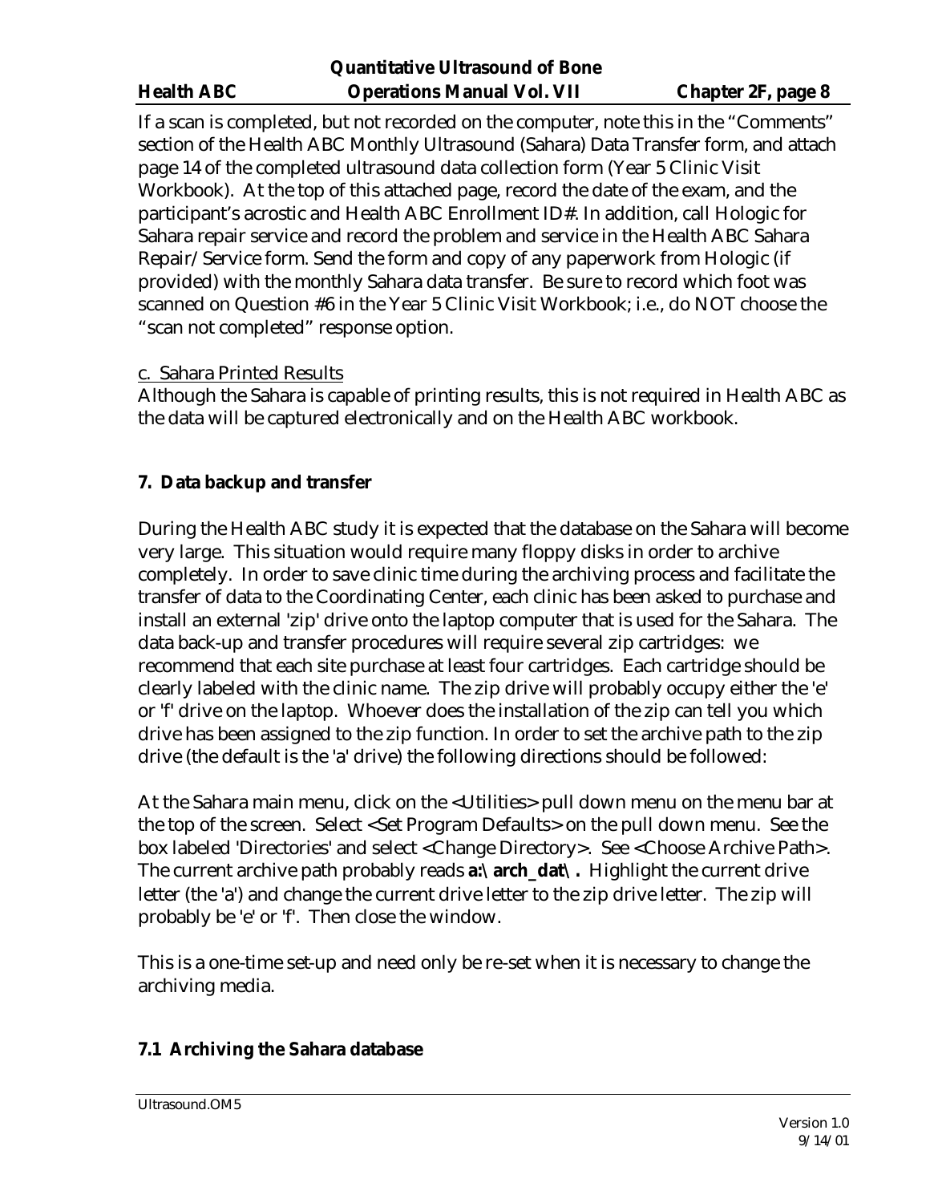If a scan is completed, but not recorded on the computer, note this in the "Comments" section of the Health ABC Monthly Ultrasound (Sahara) Data Transfer form, and attach page 14 of the completed ultrasound data collection form (Year 5 Clinic Visit Workbook). At the top of this attached page, record the date of the exam, and the participant's acrostic and Health ABC Enrollment ID#. In addition, call Hologic for Sahara repair service and record the problem and service in the Health ABC Sahara Repair/Service form. Send the form and copy of any paperwork from Hologic (if provided) with the monthly Sahara data transfer. Be sure to record which foot was scanned on Question #6 in the Year 5 Clinic Visit Workbook; i.e., do NOT choose the "scan not completed" response option.

c. Sahara Printed Results

Although the Sahara is capable of printing results, this is not required in Health ABC as the data will be captured electronically and on the Health ABC workbook.

## 7. Data backup and transfer

During the Health ABC study it is expected that the database on the Sahara will become very large. This situation would require many floppy disks in order to archive completely. In order to save clinic time during the archiving process and facilitate the transfer of data to the Coordinating Center, each clinic has been asked to purchase and install an external 'zip' drive onto the laptop computer that is used for the Sahara. The data back-up and transfer procedures will require several zip cartridges: we recommend that each site purchase at least four cartridges. Each cartridge should be clearly labeled with the clinic name. The zip drive will probably occupy either the 'e' or 'f' drive on the laptop. Whoever does the installation of the zip can tell you which drive has been assigned to the zip function. In order to set the archive path to the zip drive (the default is the 'a' drive) the following directions should be followed:

At the Sahara main menu, click on the <Utilities> pull down menu on the menu bar at the top of the screen. Select <Set Program Defaults> on the pull down menu. See the box labeled 'Directories' and select <Change Directory>. See <Choose Archive Path>. The current archive path probably reads **a:\arch_dat\.** Highlight the current drive letter (the 'a') and change the current drive letter to the zip drive letter. The zip will probably be 'e' or 'f'. Then close the window.

This is a one-time set-up and need only be re-set when it is necessary to change the archiving media.

### 7.1 Archiving the Sahara database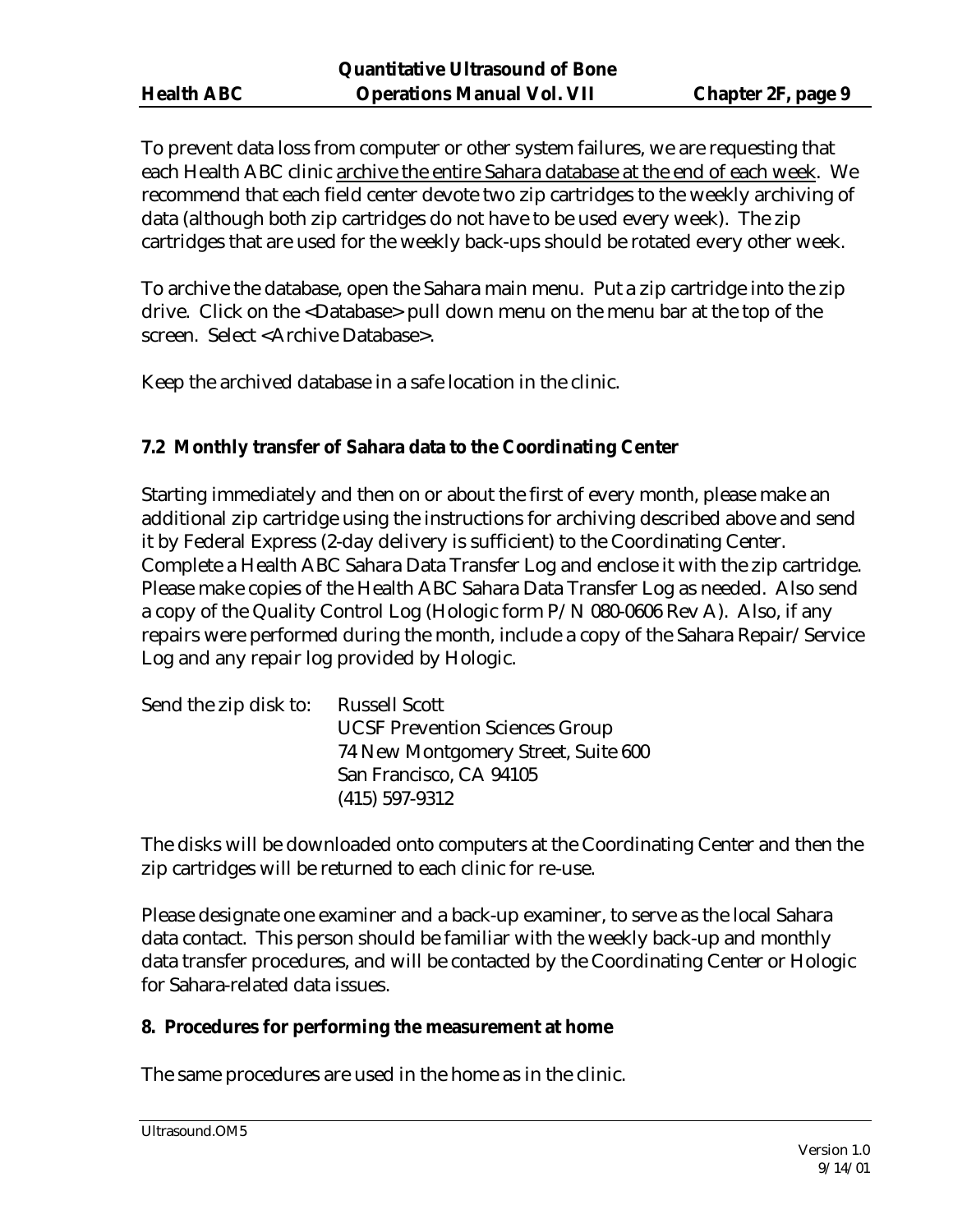To prevent data loss from computer or other system failures, we are requesting that each Health ABC clinic archive the entire Sahara database at the end of each week. We recommend that each field center devote two zip cartridges to the weekly archiving of data (although both zip cartridges do not have to be used every week). The zip cartridges that are used for the weekly back-ups should be rotated every other week.

To archive the database, open the Sahara main menu. Put a zip cartridge into the zip drive. Click on the <Database> pull down menu on the menu bar at the top of the screen. Select <Archive Database>.

Keep the archived database in a safe location in the clinic.

### 7.2 Monthly transfer of Sahara data to the Coordinating Center

Starting immediately and then on or about the first of every month, please make an additional zip cartridge using the instructions for archiving described above and send it by Federal Express (2-day delivery is sufficient) to the Coordinating Center. Complete a Health ABC Sahara Data Transfer Log and enclose it with the zip cartridge. Please make copies of the Health ABC Sahara Data Transfer Log as needed. Also send a copy of the Quality Control Log (Hologic form P/N 080-0606 Rev A). Also, if any repairs were performed during the month, include a copy of the Sahara Repair/Service Log and any repair log provided by Hologic.

Send the zip disk to: Russell Scott
UCSF Prevention Sciences Group
74 New Montgomery Street, Suite 600
San Francisco, CA 94105
(415) 597-9312

The disks will be downloaded onto computers at the Coordinating Center and then the zip cartridges will be returned to each clinic for re-use.

Please designate one examiner and a back-up examiner, to serve as the local Sahara data contact. This person should be familiar with the weekly back-up and monthly data transfer procedures, and will be contacted by the Coordinating Center or Hologic for Sahara-related data issues.

## 8. Procedures for performing the measurement at home

The same procedures are used in the home as in the clinic.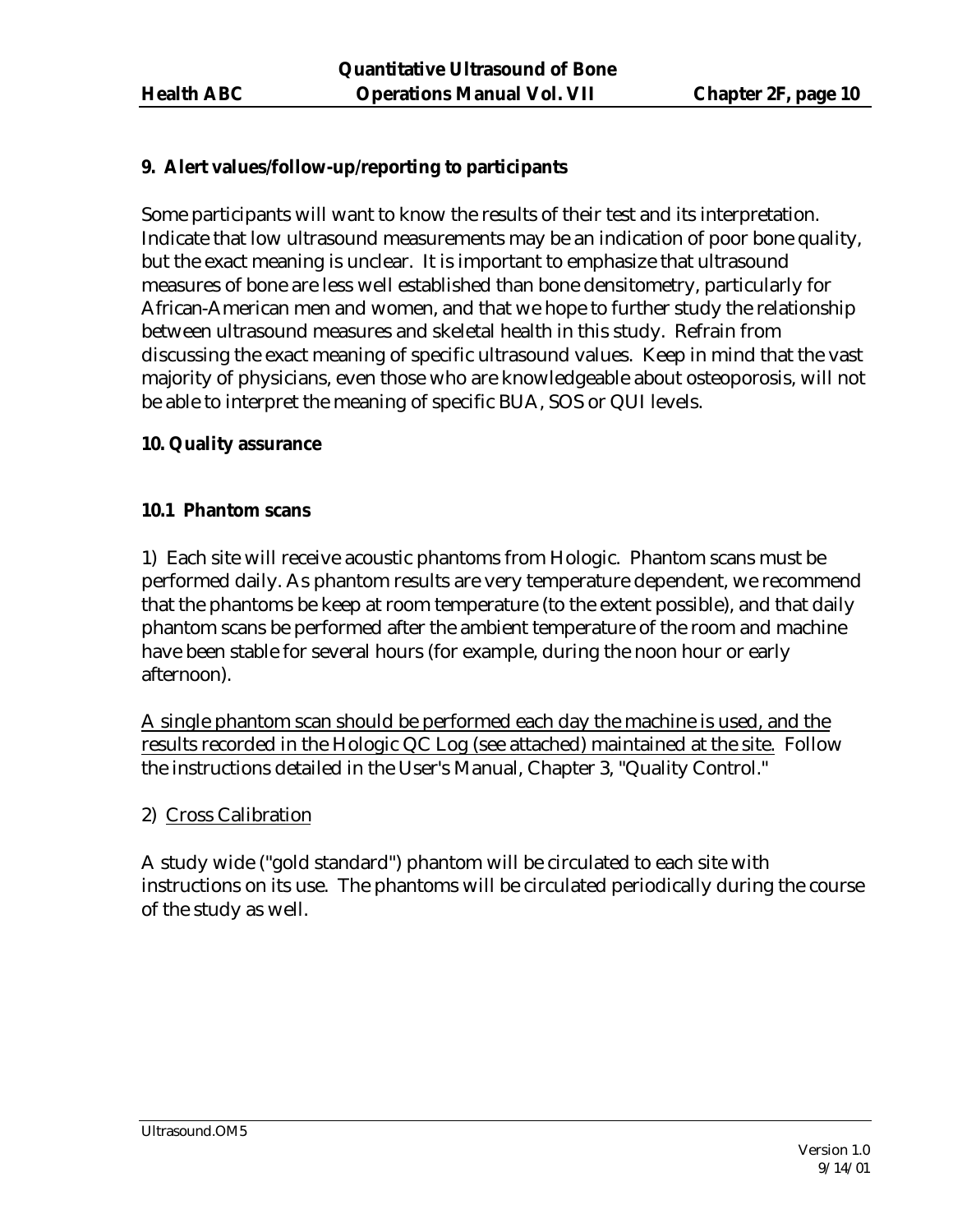**9. Alert values/follow-up/reporting to participants**

Some participants will want to know the results of their test and its interpretation. Indicate that low ultrasound measurements may be an indication of poor bone quality, but the exact meaning is unclear. It is important to emphasize that ultrasound measures of bone are less well established than bone densitometry, particularly for African-American men and women, and that we hope to further study the relationship between ultrasound measures and skeletal health in this study. Refrain from discussing the exact meaning of specific ultrasound values. Keep in mind that the vast majority of physicians, even those who are knowledgeable about osteoporosis, will not be able to interpret the meaning of specific BUA, SOS or QUI levels.

**10. Quality assurance**

**10.1 Phantom scans**

1) Each site will receive acoustic phantoms from Hologic. Phantom scans must be performed daily. As phantom results are very temperature dependent, we recommend that the phantoms be keep at room temperature (to the extent possible), and that daily phantom scans be performed after the ambient temperature of the room and machine have been stable for several hours (for example, during the noon hour or early afternoon).

<u>A single phantom scan should be performed each day the machine is used, and the results recorded in the Hologic QC Log (see attached) maintained at the site.</u> Follow the instructions detailed in the User's Manual, Chapter 3, "Quality Control."

2) <u>Cross Calibration</u>

A study wide ("gold standard") phantom will be circulated to each site with instructions on its use. The phantoms will be circulated periodically during the course of the study as well.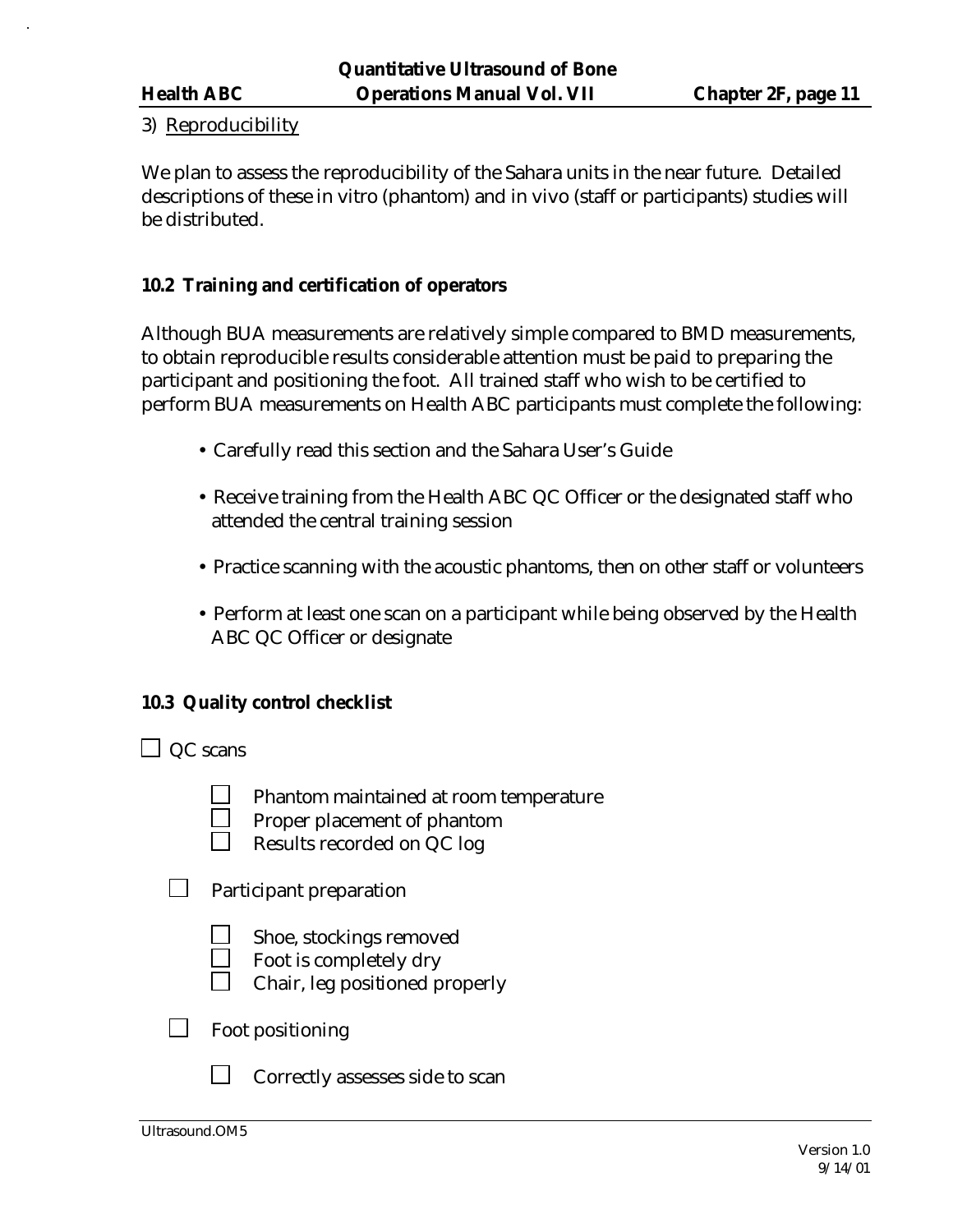3) Reproducibility

We plan to assess the reproducibility of the Sahara units in the near future. Detailed descriptions of these in vitro (phantom) and in vivo (staff or participants) studies will be distributed.

### 10.2 Training and certification of operators

Although BUA measurements are relatively simple compared to BMD measurements, to obtain reproducible results considerable attention must be paid to preparing the participant and positioning the foot. All trained staff who wish to be certified to perform BUA measurements on Health ABC participants must complete the following:

- Carefully read this section and the Sahara User's Guide
- Receive training from the Health ABC QC Officer or the designated staff who attended the central training session
- Practice scanning with the acoustic phantoms, then on other staff or volunteers
- Perform at least one scan on a participant while being observed by the Health ABC QC Officer or designate

### 10.3 Quality control checklist

- [ ] QC scans
  - [ ] Phantom maintained at room temperature
  - [ ] Proper placement of phantom
  - [ ] Results recorded on QC log
- [ ] Participant preparation
  - [ ] Shoe, stockings removed
  - [ ] Foot is completely dry
  - [ ] Chair, leg positioned properly
- [ ] Foot positioning
  - [ ] Correctly assesses side to scan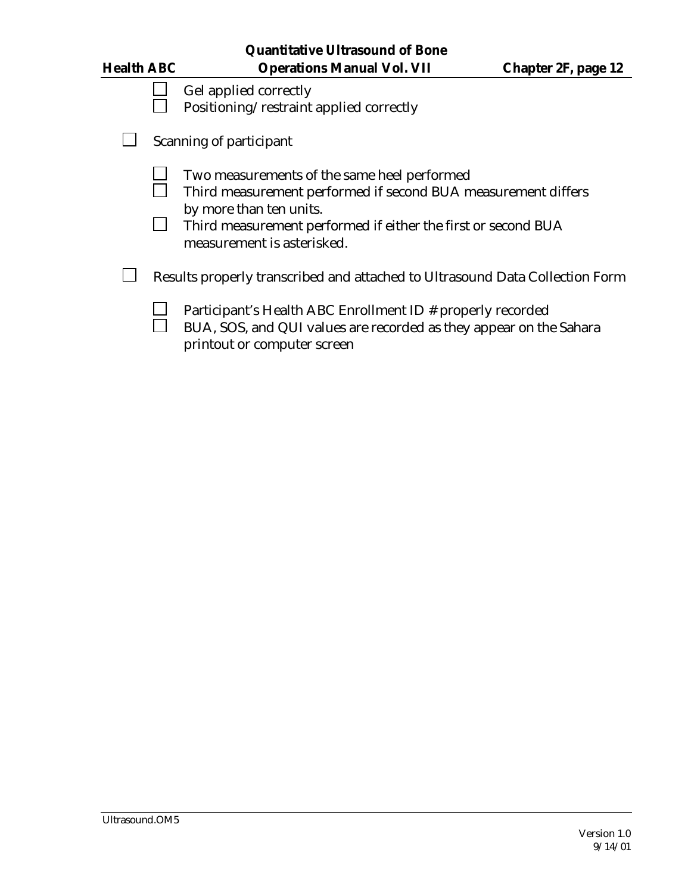- [ ] Gel applied correctly
    - [ ] Positioning/restraint applied correctly

- [ ] Scanning of participant
    - [ ] Two measurements of the same heel performed
    - [ ] Third measurement performed if second BUA measurement differs by more than ten units.
    - [ ] Third measurement performed if either the first or second BUA measurement is asterisked.

- [ ] Results properly transcribed and attached to Ultrasound Data Collection Form
    - [ ] Participant's Health ABC Enrollment ID # properly recorded
    - [ ] BUA, SOS, and QUI values are recorded as they appear on the Sahara printout or computer screen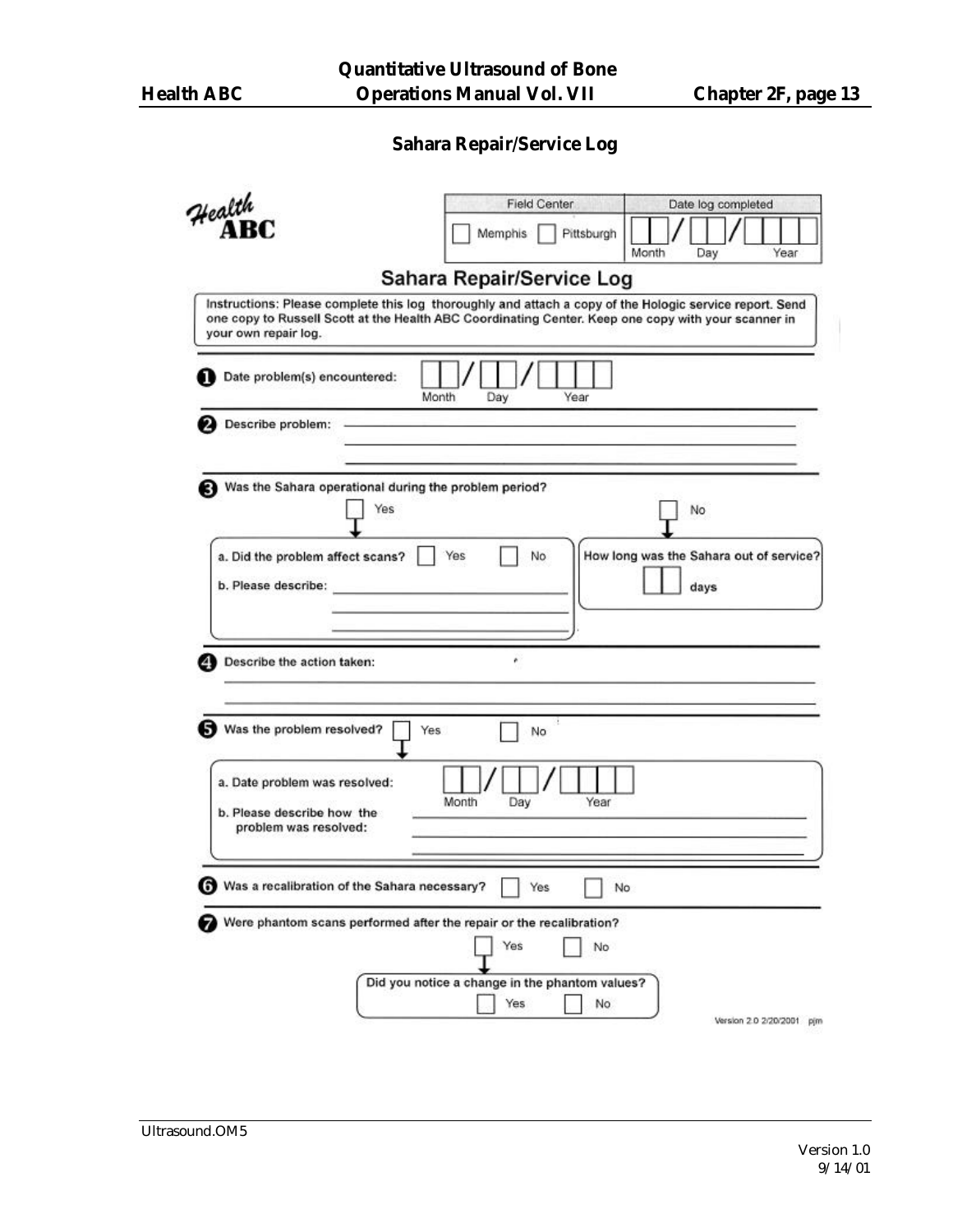## Sahara Repair/Service Log

Health ABC

| Field Center | Date log completed |
|---|---|
| ☐ Memphis ☐ Pittsburgh | ☐☐/☐☐/☐☐☐☐ (Month / Day / Year) |

### Sahara Repair/Service Log

Instructions: Please complete this log thoroughly and attach a copy of the Hologic service report. Send one copy to Russell Scott at the Health ABC Coordinating Center. Keep one copy with your scanner in your own repair log.

**1** Date problem(s) encountered: ☐☐/☐☐/☐☐☐☐ (Month / Day / Year)

**2** Describe problem: ______________________________

**3** Was the Sahara operational during the problem period?

☐ Yes → a. Did the problem affect scans? ☐ Yes ☐ No
b. Please describe: ______________________________

☐ No → How long was the Sahara out of service? ☐☐ days

**4** Describe the action taken: ______________________________

**5** Was the problem resolved? ☐ Yes ☐ No

If Yes:
a. Date problem was resolved: ☐☐/☐☐/☐☐☐☐ (Month / Day / Year)
b. Please describe how the problem was resolved: ______________________________

**6** Was a recalibration of the Sahara necessary? ☐ Yes ☐ No

**7** Were phantom scans performed after the repair or the recalibration? ☐ Yes ☐ No

If Yes: Did you notice a change in the phantom values? ☐ Yes ☐ No

Version 2.0 2/20/2001 pjm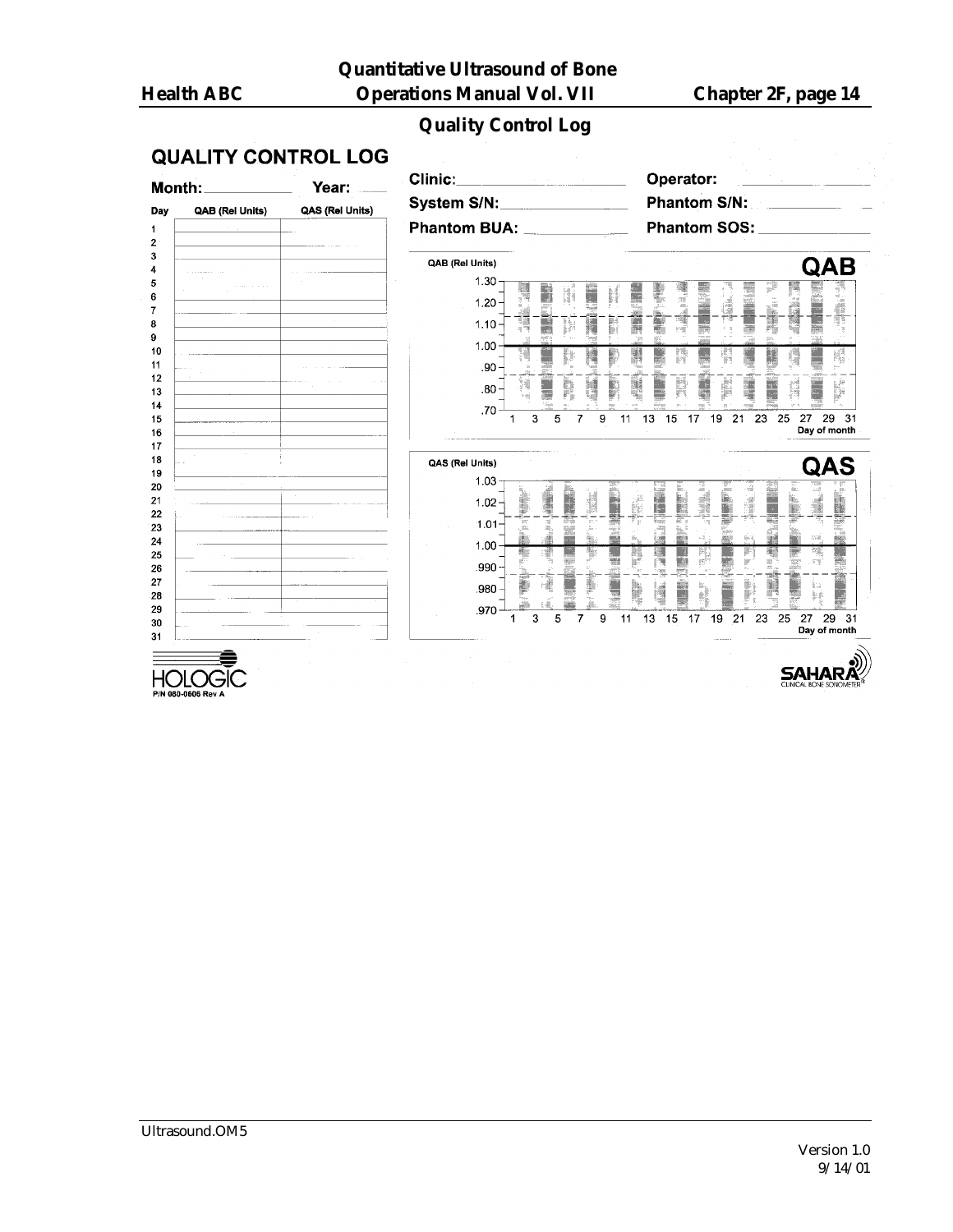## Quality Control Log

# QUALITY CONTROL LOG

**Month:** ____________ **Year:** ____

| Day | QAB (Rel Units) | QAS (Rel Units) |
|---|---|---|
| 1 | | |
| 2 | | |
| 3 | | |
| 4 | | |
| 5 | | |
| 6 | | |
| 7 | | |
| 8 | | |
| 9 | | |
| 10 | | |
| 11 | | |
| 12 | | |
| 13 | | |
| 14 | | |
| 15 | | |
| 16 | | |
| 17 | | |
| 18 | | |
| 19 | | |
| 20 | | |
| 21 | | |
| 22 | | |
| 23 | | |
| 24 | | |
| 25 | | |
| 26 | | |
| 27 | | |
| 28 | | |
| 29 | | |
| 30 | | |
| 31 | | |

**Clinic:** ____________________ **Operator:** ____________________

**System S/N:** ____________________ **Phantom S/N:** ____________________

**Phantom BUA:** ____________________ **Phantom SOS:** ____________________

**QAB**

QAB (Rel Units)

1.30
1.20
1.10
1.00
.90
.80
.70

1 3 5 7 9 11 13 15 17 19 21 23 25 27 29 31
Day of month

**QAS**

QAS (Rel Units)

1.03
1.02
1.01
1.00
.990
.980
.970

1 3 5 7 9 11 13 15 17 19 21 23 25 27 29 31
Day of month

HOLOGIC
P/N 080-0606 Rev A

SAHARA CLINICAL BONE SONOMETER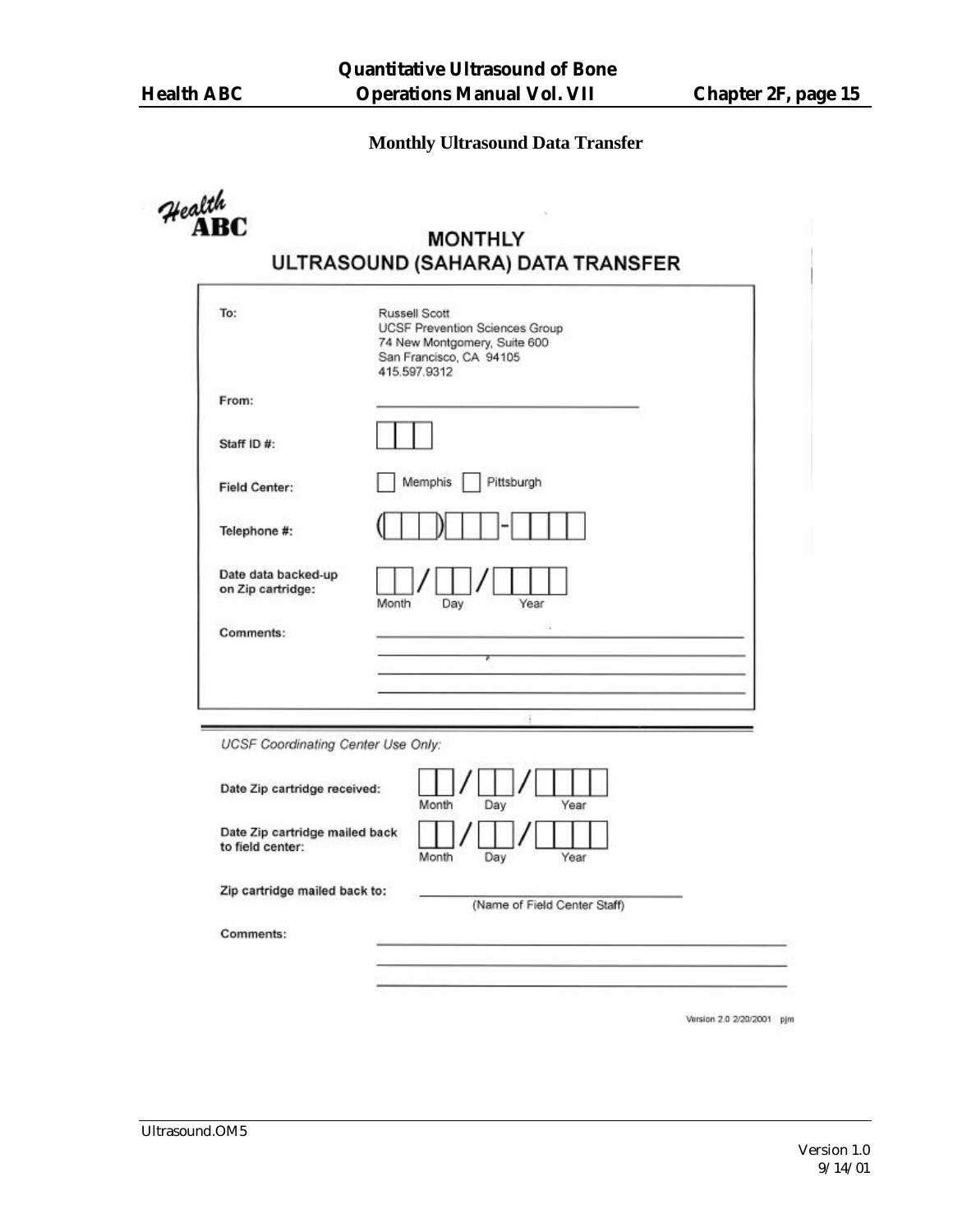## Monthly Ultrasound Data Transfer

Health ABC

### MONTHLY ULTRASOUND (SAHARA) DATA TRANSFER

To: Russell Scott
UCSF Prevention Sciences Group
74 New Montgomery, Suite 600
San Francisco, CA 94105
415.597.9312

From: ______________________

Staff ID #: [ ][ ][ ]

Field Center: [ ] Memphis [ ] Pittsburgh

Telephone #: ([ ][ ][ ])[ ][ ][ ]-[ ][ ][ ][ ]

Date data backed-up on Zip cartridge: [ ][ ] / [ ][ ] / [ ][ ][ ][ ]
Month Day Year

Comments: ______________________

---

*UCSF Coordinating Center Use Only:*

Date Zip cartridge received: [ ][ ] / [ ][ ] / [ ][ ][ ][ ]
Month Day Year

Date Zip cartridge mailed back to field center: [ ][ ] / [ ][ ] / [ ][ ][ ][ ]
Month Day Year

Zip cartridge mailed back to: ______________________
(Name of Field Center Staff)

Comments: ______________________

Version 2.0 2/20/2001 pjm